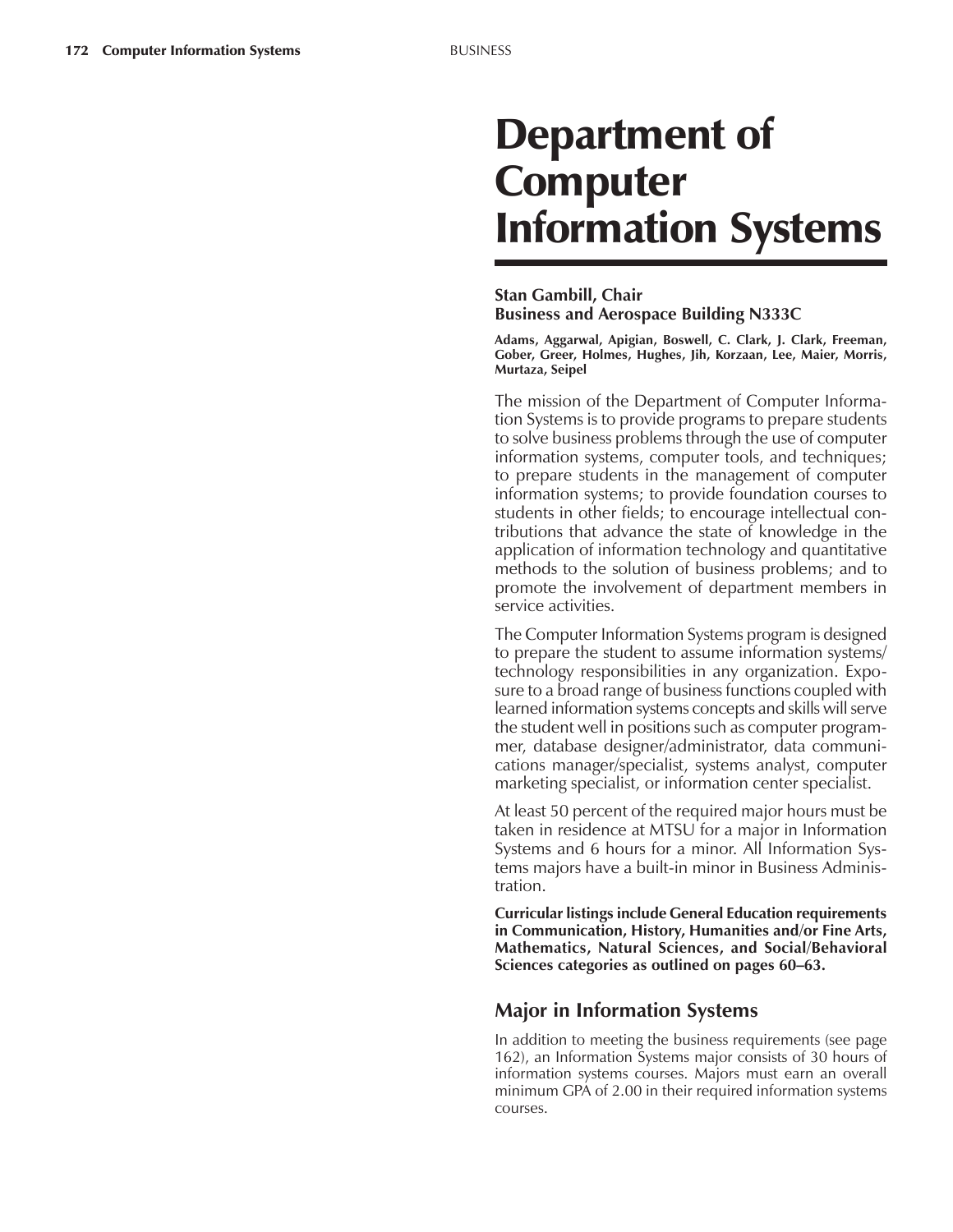# Department of Computer Information Systems

**Stan Gambill, Chair**
**Business and Aerospace Building N333C**

**Adams, Aggarwal, Apigian, Boswell, C. Clark, J. Clark, Freeman, Gober, Greer, Holmes, Hughes, Jih, Korzaan, Lee, Maier, Morris, Murtaza, Seipel**

The mission of the Department of Computer Information Systems is to provide programs to prepare students to solve business problems through the use of computer information systems, computer tools, and techniques; to prepare students in the management of computer information systems; to provide foundation courses to students in other fields; to encourage intellectual contributions that advance the state of knowledge in the application of information technology and quantitative methods to the solution of business problems; and to promote the involvement of department members in service activities.

The Computer Information Systems program is designed to prepare the student to assume information systems/technology responsibilities in any organization. Exposure to a broad range of business functions coupled with learned information systems concepts and skills will serve the student well in positions such as computer programmer, database designer/administrator, data communications manager/specialist, systems analyst, computer marketing specialist, or information center specialist.

At least 50 percent of the required major hours must be taken in residence at MTSU for a major in Information Systems and 6 hours for a minor. All Information Systems majors have a built-in minor in Business Administration.

**Curricular listings include General Education requirements in Communication, History, Humanities and/or Fine Arts, Mathematics, Natural Sciences, and Social/Behavioral Sciences categories as outlined on pages 60–63.**

## Major in Information Systems

In addition to meeting the business requirements (see page 162), an Information Systems major consists of 30 hours of information systems courses. Majors must earn an overall minimum GPA of 2.00 in their required information systems courses.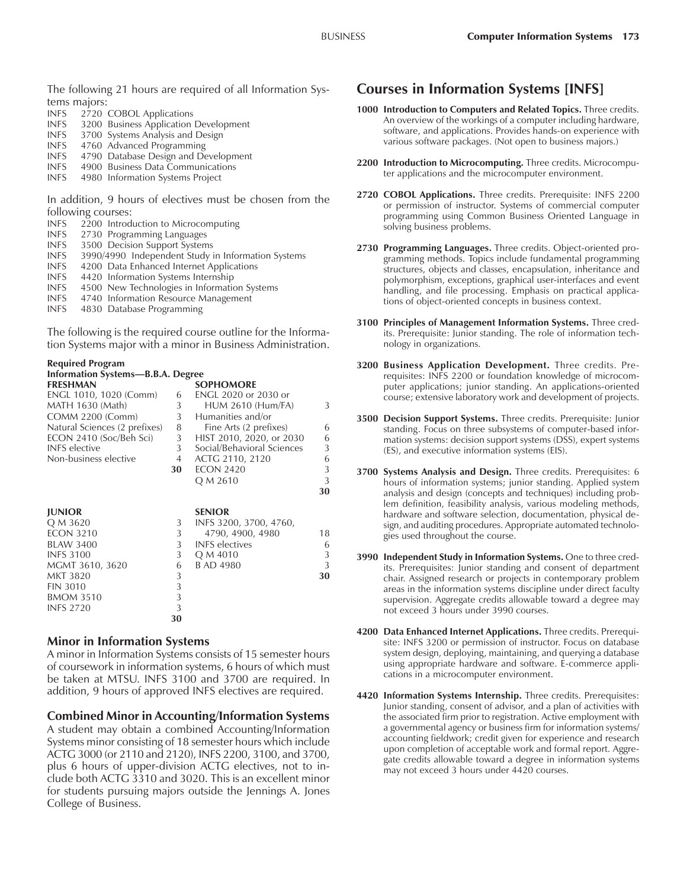The following 21 hours are required of all Information Systems majors:

INFS 2720 COBOL Applications
INFS 3200 Business Application Development
INFS 3700 Systems Analysis and Design
INFS 4760 Advanced Programming
INFS 4790 Database Design and Development
INFS 4900 Business Data Communications
INFS 4980 Information Systems Project

In addition, 9 hours of electives must be chosen from the following courses:

INFS 2200 Introduction to Microcomputing
INFS 2730 Programming Languages
INFS 3500 Decision Support Systems
INFS 3990/4990 Independent Study in Information Systems
INFS 4200 Data Enhanced Internet Applications
INFS 4420 Information Systems Internship
INFS 4500 New Technologies in Information Systems
INFS 4740 Information Resource Management
INFS 4830 Database Programming

The following is the required course outline for the Information Systems major with a minor in Business Administration.

**Required Program**
**Information Systems—B.B.A. Degree**

| **FRESHMAN** | | **SOPHOMORE** | |
|---|---|---|---|
| ENGL 1010, 1020 (Comm) | 6 | ENGL 2020 or 2030 or HUM 2610 (Hum/FA) | 3 |
| MATH 1630 (Math) | 3 | Humanities and/or Fine Arts (2 prefixes) | 6 |
| COMM 2200 (Comm) | 3 | HIST 2010, 2020, or 2030 | 6 |
| Natural Sciences (2 prefixes) | 8 | Social/Behavioral Sciences | 3 |
| ECON 2410 (Soc/Beh Sci) | 3 | ACTG 2110, 2120 | 6 |
| INFS elective | 3 | ECON 2420 | 3 |
| Non-business elective | 4 | Q M 2610 | 3 |
| | **30** | | **30** |

| **JUNIOR** | | **SENIOR** | |
|---|---|---|---|
| Q M 3620 | 3 | INFS 3200, 3700, 4760, 4790, 4900, 4980 | 18 |
| ECON 3210 | 3 | INFS electives | 6 |
| BLAW 3400 | 3 | Q M 4010 | 3 |
| INFS 3100 | 3 | B AD 4980 | 3 |
| MGMT 3610, 3620 | 6 | | **30** |
| MKT 3820 | 3 | | |
| FIN 3010 | 3 | | |
| BMOM 3510 | 3 | | |
| INFS 2720 | 3 | | |
| | **30** | | |

### Minor in Information Systems

A minor in Information Systems consists of 15 semester hours of coursework in information systems, 6 hours of which must be taken at MTSU. INFS 3100 and 3700 are required. In addition, 9 hours of approved INFS electives are required.

### Combined Minor in Accounting/Information Systems

A student may obtain a combined Accounting/Information Systems minor consisting of 18 semester hours which include ACTG 3000 (or 2110 and 2120), INFS 2200, 3100, and 3700, plus 6 hours of upper-division ACTG electives, not to include both ACTG 3310 and 3020. This is an excellent minor for students pursuing majors outside the Jennings A. Jones College of Business.

## Courses in Information Systems [INFS]

**1000 Introduction to Computers and Related Topics.** Three credits. An overview of the workings of a computer including hardware, software, and applications. Provides hands-on experience with various software packages. (Not open to business majors.)

**2200 Introduction to Microcomputing.** Three credits. Microcomputer applications and the microcomputer environment.

**2720 COBOL Applications.** Three credits. Prerequisite: INFS 2200 or permission of instructor. Systems of commercial computer programming using Common Business Oriented Language in solving business problems.

**2730 Programming Languages.** Three credits. Object-oriented programming methods. Topics include fundamental programming structures, objects and classes, encapsulation, inheritance and polymorphism, exceptions, graphical user-interfaces and event handling, and file processing. Emphasis on practical applications of object-oriented concepts in business context.

**3100 Principles of Management Information Systems.** Three credits. Prerequisite: Junior standing. The role of information technology in organizations.

**3200 Business Application Development.** Three credits. Prerequisites: INFS 2200 or foundation knowledge of microcomputer applications; junior standing. An applications-oriented course; extensive laboratory work and development of projects.

**3500 Decision Support Systems.** Three credits. Prerequisite: Junior standing. Focus on three subsystems of computer-based information systems: decision support systems (DSS), expert systems (ES), and executive information systems (EIS).

**3700 Systems Analysis and Design.** Three credits. Prerequisites: 6 hours of information systems; junior standing. Applied system analysis and design (concepts and techniques) including problem definition, feasibility analysis, various modeling methods, hardware and software selection, documentation, physical design, and auditing procedures. Appropriate automated technologies used throughout the course.

**3990 Independent Study in Information Systems.** One to three credits. Prerequisites: Junior standing and consent of department chair. Assigned research or projects in contemporary problem areas in the information systems discipline under direct faculty supervision. Aggregate credits allowable toward a degree may not exceed 3 hours under 3990 courses.

**4200 Data Enhanced Internet Applications.** Three credits. Prerequisite: INFS 3200 or permission of instructor. Focus on database system design, deploying, maintaining, and querying a database using appropriate hardware and software. E-commerce applications in a microcomputer environment.

**4420 Information Systems Internship.** Three credits. Prerequisites: Junior standing, consent of advisor, and a plan of activities with the associated firm prior to registration. Active employment with a governmental agency or business firm for information systems/accounting fieldwork; credit given for experience and research upon completion of acceptable work and formal report. Aggregate credits allowable toward a degree in information systems may not exceed 3 hours under 4420 courses.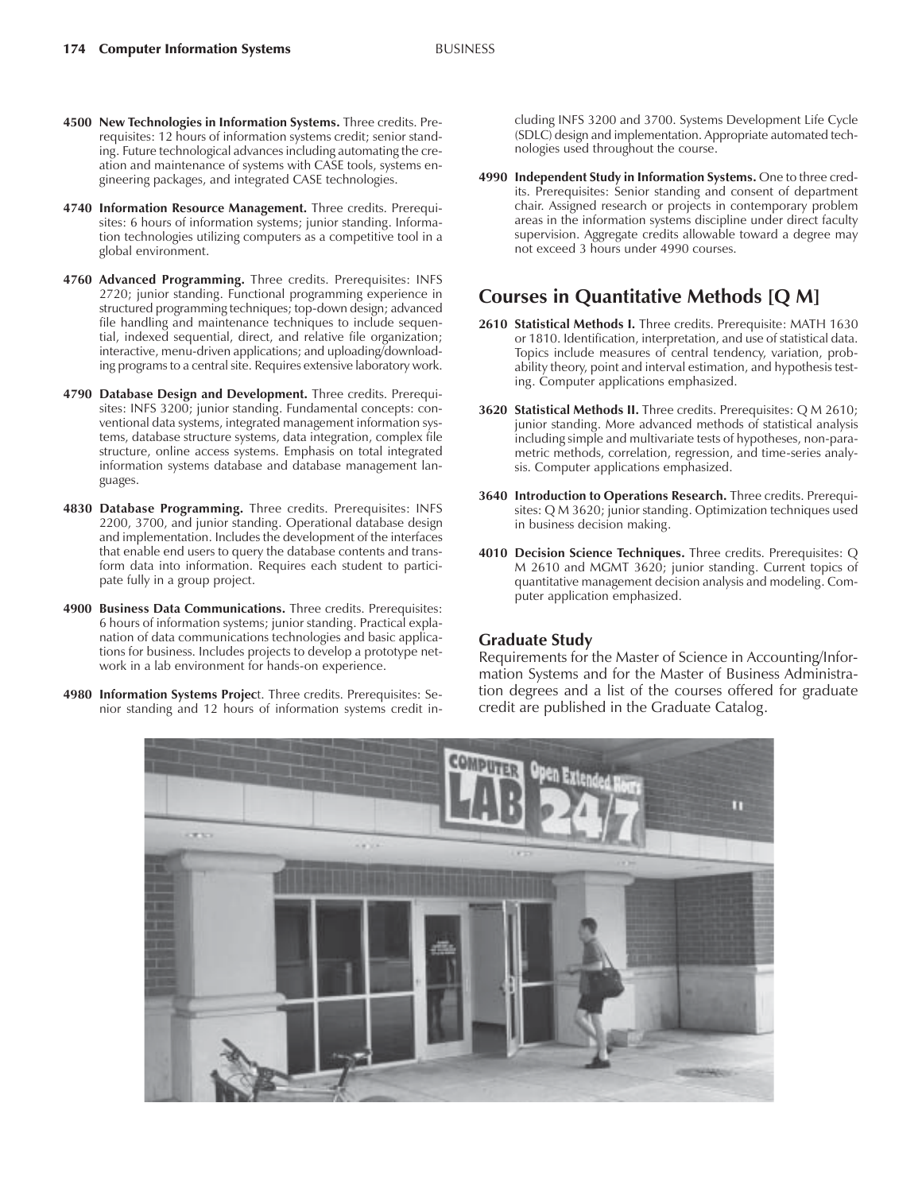**4500 New Technologies in Information Systems.** Three credits. Prerequisites: 12 hours of information systems credit; senior standing. Future technological advances including automating the creation and maintenance of systems with CASE tools, systems engineering packages, and integrated CASE technologies.

**4740 Information Resource Management.** Three credits. Prerequisites: 6 hours of information systems; junior standing. Information technologies utilizing computers as a competitive tool in a global environment.

**4760 Advanced Programming.** Three credits. Prerequisites: INFS 2720; junior standing. Functional programming experience in structured programming techniques; top-down design; advanced file handling and maintenance techniques to include sequential, indexed sequential, direct, and relative file organization; interactive, menu-driven applications; and uploading/downloading programs to a central site. Requires extensive laboratory work.

**4790 Database Design and Development.** Three credits. Prerequisites: INFS 3200; junior standing. Fundamental concepts: conventional data systems, integrated management information systems, database structure systems, data integration, complex file structure, online access systems. Emphasis on total integrated information systems database and database management languages.

**4830 Database Programming.** Three credits. Prerequisites: INFS 2200, 3700, and junior standing. Operational database design and implementation. Includes the development of the interfaces that enable end users to query the database contents and transform data into information. Requires each student to participate fully in a group project.

**4900 Business Data Communications.** Three credits. Prerequisites: 6 hours of information systems; junior standing. Practical explanation of data communications technologies and basic applications for business. Includes projects to develop a prototype network in a lab environment for hands-on experience.

**4980 Information Systems Project.** Three credits. Prerequisites: Senior standing and 12 hours of information systems credit including INFS 3200 and 3700. Systems Development Life Cycle (SDLC) design and implementation. Appropriate automated technologies used throughout the course.

**4990 Independent Study in Information Systems.** One to three credits. Prerequisites: Senior standing and consent of department chair. Assigned research or projects in contemporary problem areas in the information systems discipline under direct faculty supervision. Aggregate credits allowable toward a degree may not exceed 3 hours under 4990 courses.

## Courses in Quantitative Methods [Q M]

**2610 Statistical Methods I.** Three credits. Prerequisite: MATH 1630 or 1810. Identification, interpretation, and use of statistical data. Topics include measures of central tendency, variation, probability theory, point and interval estimation, and hypothesis testing. Computer applications emphasized.

**3620 Statistical Methods II.** Three credits. Prerequisites: Q M 2610; junior standing. More advanced methods of statistical analysis including simple and multivariate tests of hypotheses, non-parametric methods, correlation, regression, and time-series analysis. Computer applications emphasized.

**3640 Introduction to Operations Research.** Three credits. Prerequisites: Q M 3620; junior standing. Optimization techniques used in business decision making.

**4010 Decision Science Techniques.** Three credits. Prerequisites: Q M 2610 and MGMT 3620; junior standing. Current topics of quantitative management decision analysis and modeling. Computer application emphasized.

### Graduate Study

Requirements for the Master of Science in Accounting/Information Systems and for the Master of Business Administration degrees and a list of the courses offered for graduate credit are published in the Graduate Catalog.